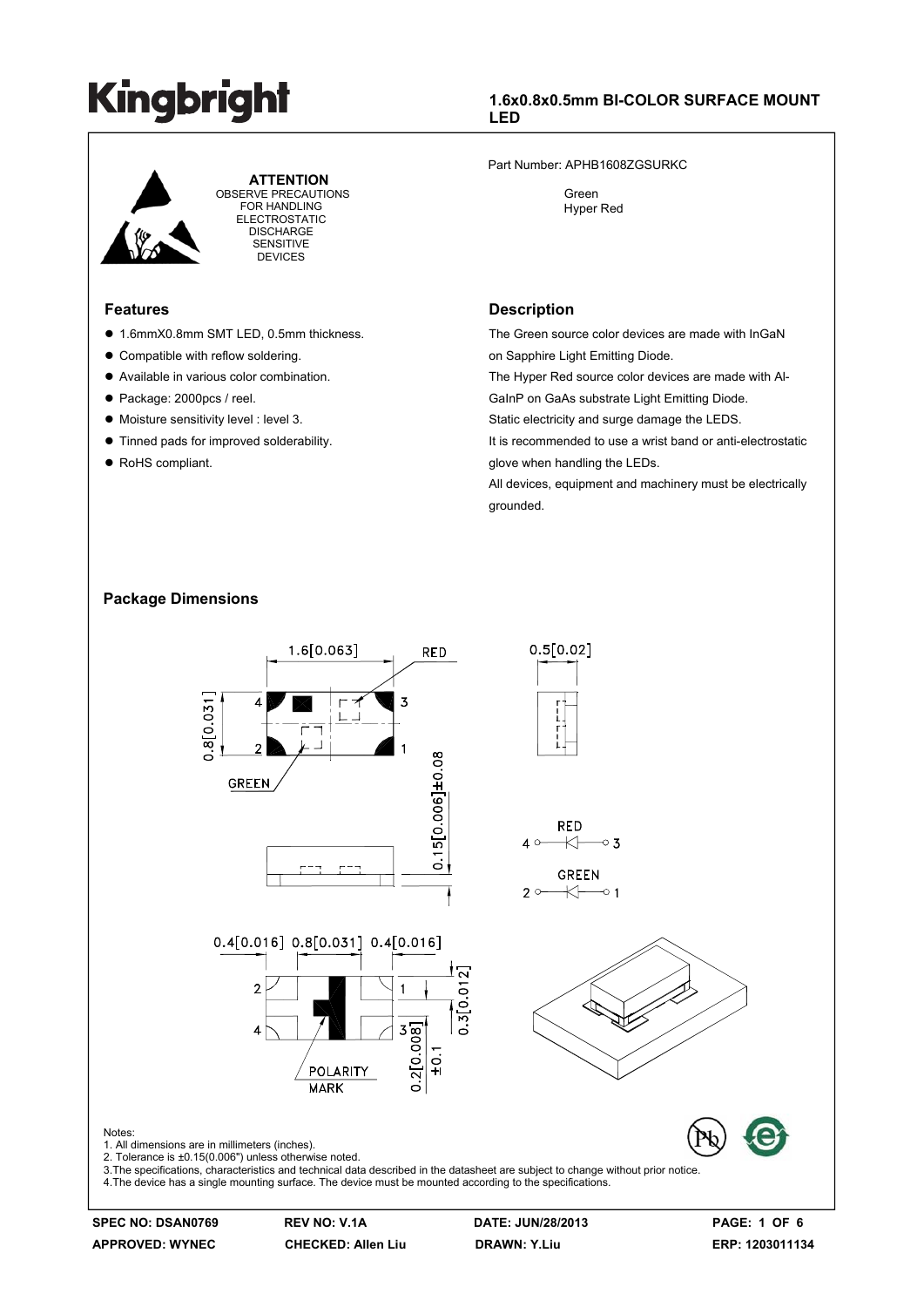# Kingbright

## 1.6x0.8x0.5mm BI-COLOR SURFACE MOUNT LED

**ATTENTION**
OBSERVE PRECAUTIONS FOR HANDLING ELECTROSTATIC DISCHARGE SENSITIVE DEVICES

Part Number: APHB1608ZGSURKC

Green
Hyper Red

### Features

- 1.6mmX0.8mm SMT LED, 0.5mm thickness.
- Compatible with reflow soldering.
- Available in various color combination.
- Package: 2000pcs / reel.
- Moisture sensitivity level : level 3.
- Tinned pads for improved solderability.
- RoHS compliant.

### Description

The Green source color devices are made with InGaN on Sapphire Light Emitting Diode.
The Hyper Red source color devices are made with Al-GaInP on GaAs substrate Light Emitting Diode.
Static electricity and surge damage the LEDS.
It is recommended to use a wrist band or anti-electrostatic glove when handling the LEDs.
All devices, equipment and machinery must be electrically grounded.

### Package Dimensions

Notes:
1. All dimensions are in millimeters (inches).
2. Tolerance is ±0.15(0.006") unless otherwise noted.
3. The specifications, characteristics and technical data described in the datasheet are subject to change without prior notice.
4. The device has a single mounting surface. The device must be mounted according to the specifications.

| SPEC NO: DSAN0769 | REV NO: V.1A | DATE: JUN/28/2013 | |
|---|---|---|---|
| APPROVED: WYNEC | CHECKED: Allen Liu | DRAWN: Y.Liu | ERP: 1203011134 |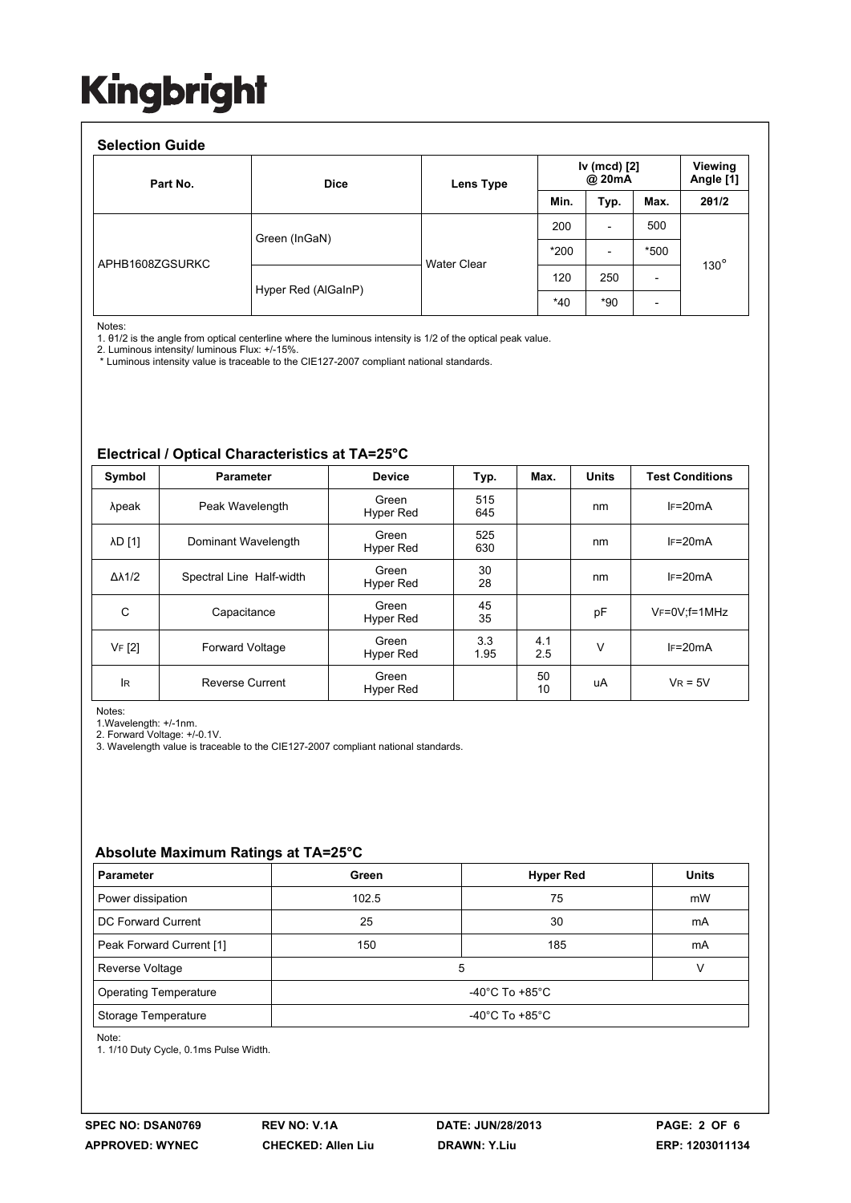# Kingbright

## Selection Guide

| Part No. | Dice | Lens Type | Iv (mcd) [2] @ 20mA | | | Viewing Angle [1] |
|---|---|---|---|---|---|---|
| | | | Min. | Typ. | Max. | 2θ1/2 |
| APHB1608ZGSURKC | Green (InGaN) | Water Clear | 200 | - | 500 | 130° |
| | | | *200 | - | *500 | |
| | Hyper Red (AlGaInP) | | 120 | 250 | - | |
| | | | *40 | *90 | - | |

Notes:
1. θ1/2 is the angle from optical centerline where the luminous intensity is 1/2 of the optical peak value.
2. Luminous intensity/ luminous Flux: +/-15%.
\* Luminous intensity value is traceable to the CIE127-2007 compliant national standards.

## Electrical / Optical Characteristics at TA=25°C

| Symbol | Parameter | Device | Typ. | Max. | Units | Test Conditions |
|---|---|---|---|---|---|---|
| λpeak | Peak Wavelength | Green<br>Hyper Red | 515<br>645 | | nm | IF=20mA |
| λD [1] | Dominant Wavelength | Green<br>Hyper Red | 525<br>630 | | nm | IF=20mA |
| Δλ1/2 | Spectral Line Half-width | Green<br>Hyper Red | 30<br>28 | | nm | IF=20mA |
| C | Capacitance | Green<br>Hyper Red | 45<br>35 | | pF | VF=0V;f=1MHz |
| VF [2] | Forward Voltage | Green<br>Hyper Red | 3.3<br>1.95 | 4.1<br>2.5 | V | IF=20mA |
| IR | Reverse Current | Green<br>Hyper Red | | 50<br>10 | uA | VR = 5V |

Notes:
1.Wavelength: +/-1nm.
2. Forward Voltage: +/-0.1V.
3. Wavelength value is traceable to the CIE127-2007 compliant national standards.

## Absolute Maximum Ratings at TA=25°C

| Parameter | Green | Hyper Red | Units |
|---|---|---|---|
| Power dissipation | 102.5 | 75 | mW |
| DC Forward Current | 25 | 30 | mA |
| Peak Forward Current [1] | 150 | 185 | mA |
| Reverse Voltage | 5 | | V |
| Operating Temperature | -40°C To +85°C | | |
| Storage Temperature | -40°C To +85°C | | |

Note:
1. 1/10 Duty Cycle, 0.1ms Pulse Width.

SPEC NO: DSAN0769 REV NO: V.1A DATE: JUN/28/2013
APPROVED: WYNEC CHECKED: Allen Liu DRAWN: Y.Liu ERP: 1203011134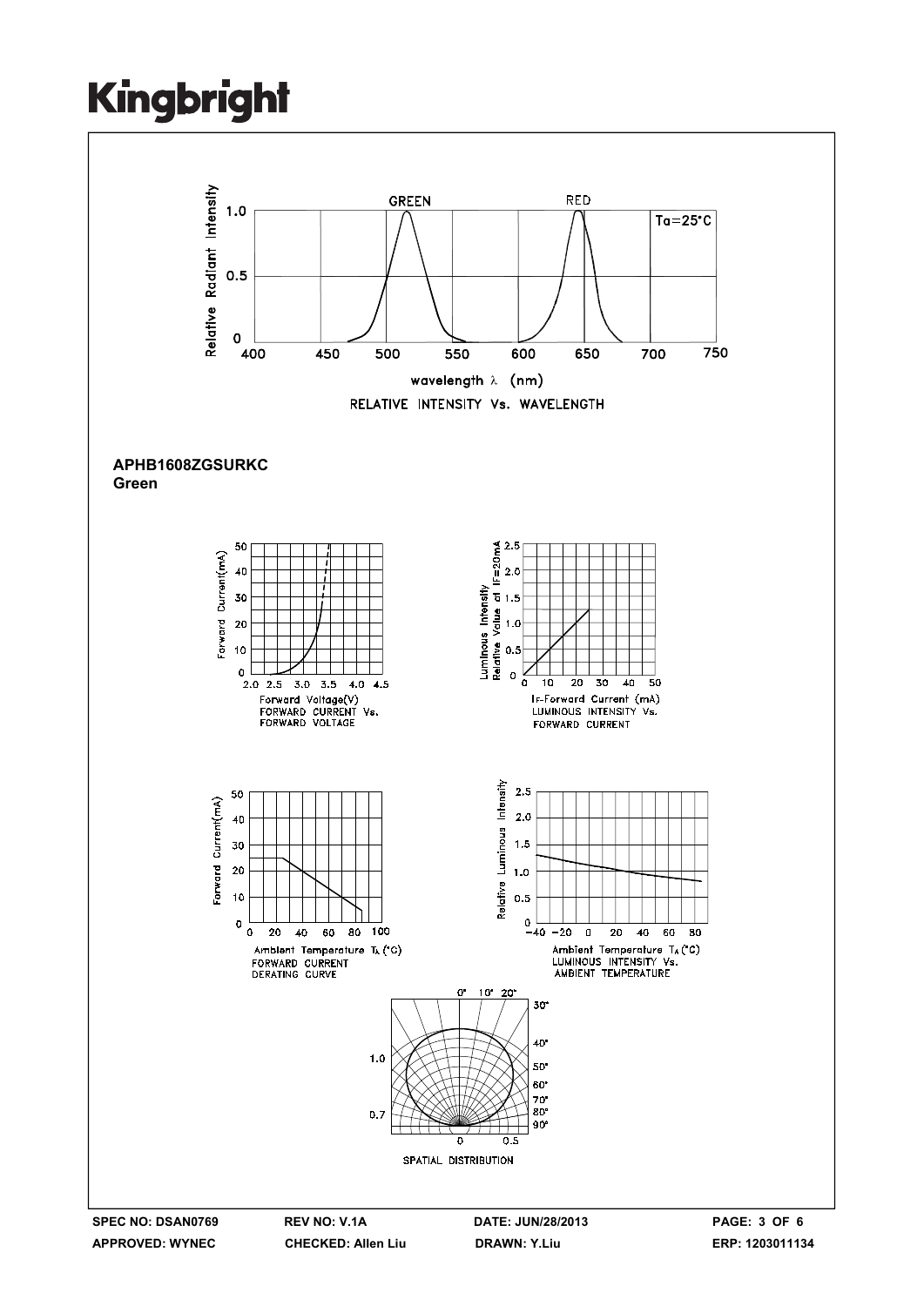RELATIVE INTENSITY Vs. WAVELENGTH

**APHB1608ZGSURKC**
**Green**

FORWARD CURRENT Vs. FORWARD VOLTAGE

LUMINOUS INTENSITY Vs. FORWARD CURRENT

FORWARD CURRENT DERATING CURVE

LUMINOUS INTENSITY Vs. AMBIENT TEMPERATURE

SPATIAL DISTRIBUTION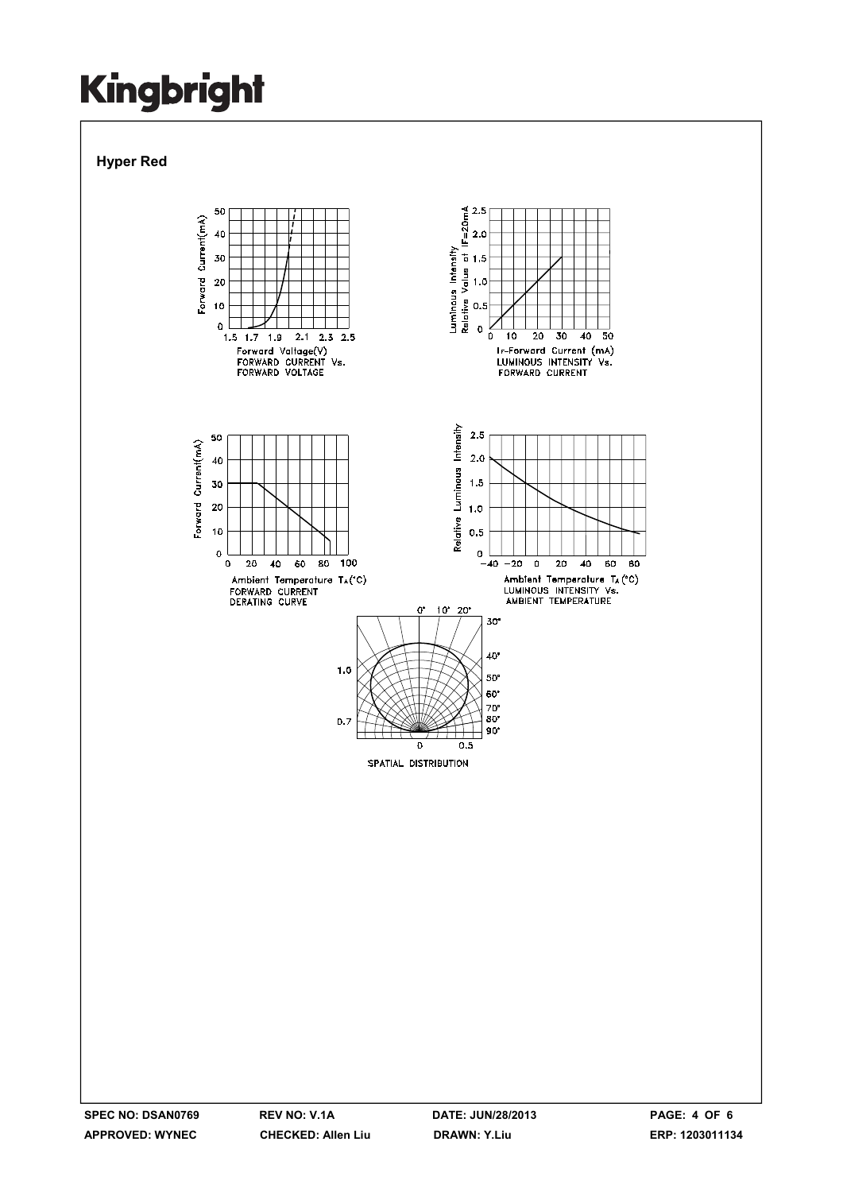## Hyper Red

FORWARD CURRENT Vs. FORWARD VOLTAGE

Forward Current(mA)

Forward Voltage(V)

LUMINOUS INTENSITY Vs. FORWARD CURRENT

Luminous Intensity Relative Value at IF=20mA

IF-Forward Current (mA)

FORWARD CURRENT DERATING CURVE

Forward Current(mA)

Ambient Temperature $T_A$(°C)

LUMINOUS INTENSITY Vs. AMBIENT TEMPERATURE

Relative Luminous Intensity

Ambient Temperature $T_A$(°C)

SPATIAL DISTRIBUTION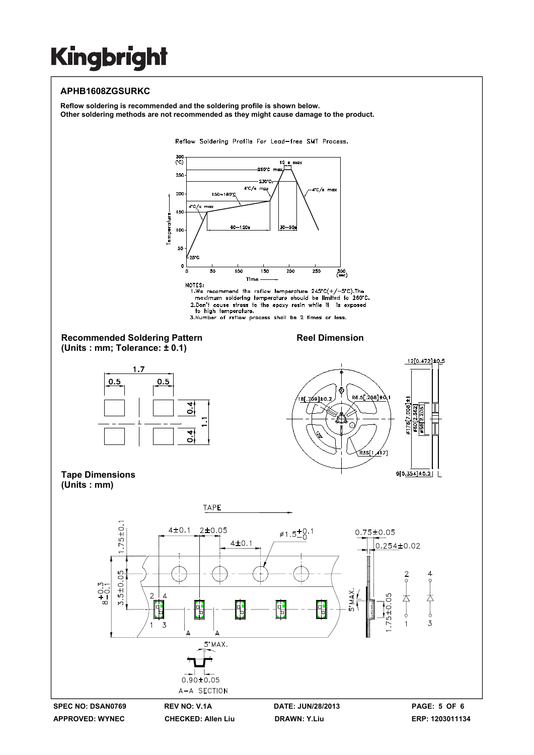## APHB1608ZGSURKC

**Reflow soldering is recommended and the soldering profile is shown below.**
**Other soldering methods are not recommended as they might cause damage to the product.**

Reflow Soldering Profile For Lead-free SMT Process.

NOTES:
1. We recommend the reflow temperature 245°C(+/-5°C). The maximum soldering temperature should be limited to 260°C.
2. Don't cause stress to the epoxy resin while it is exposed to high temperature.
3. Number of reflow process shall be 2 times or less.

### Recommended Soldering Pattern
**(Units : mm; Tolerance: ± 0.1)**

### Reel Dimension

### Tape Dimensions
**(Units : mm)**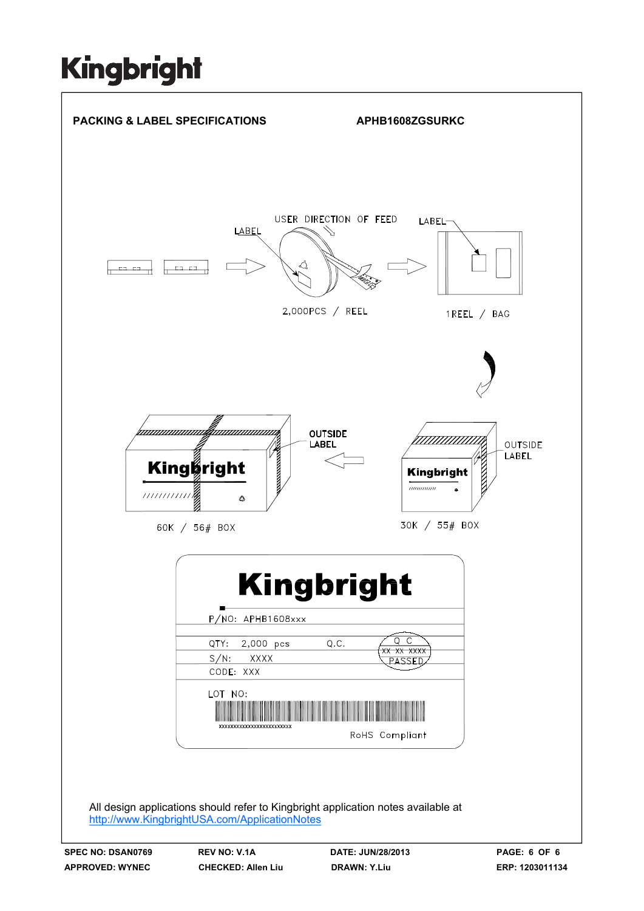**PACKING & LABEL SPECIFICATIONS** **APHB1608ZGSURKC**

USER DIRECTION OF FEED

LABEL

LABEL

2,000PCS / REEL

1REEL / BAG

OUTSIDE LABEL

OUTSIDE LABEL

60K / 56# BOX

30K / 55# BOX

Kingbright

P/NO: APHB1608xxx

QTY: 2,000 pcs Q.C.

S/N: XXXX

CODE: XXX

Q C XX XX XXXX PASSED

LOT NO:

xxxxxxxxxxxxxxxxxxxxxxx

RoHS Compliant

All design applications should refer to Kingbright application notes available at
http://www.KingbrightUSA.com/ApplicationNotes

SPEC NO: DSAN0769 | REV NO: V.1A | DATE: JUN/28/2013 | PAGE: 6 OF 6
APPROVED: WYNEC | CHECKED: Allen Liu | DRAWN: Y.Liu | ERP: 1203011134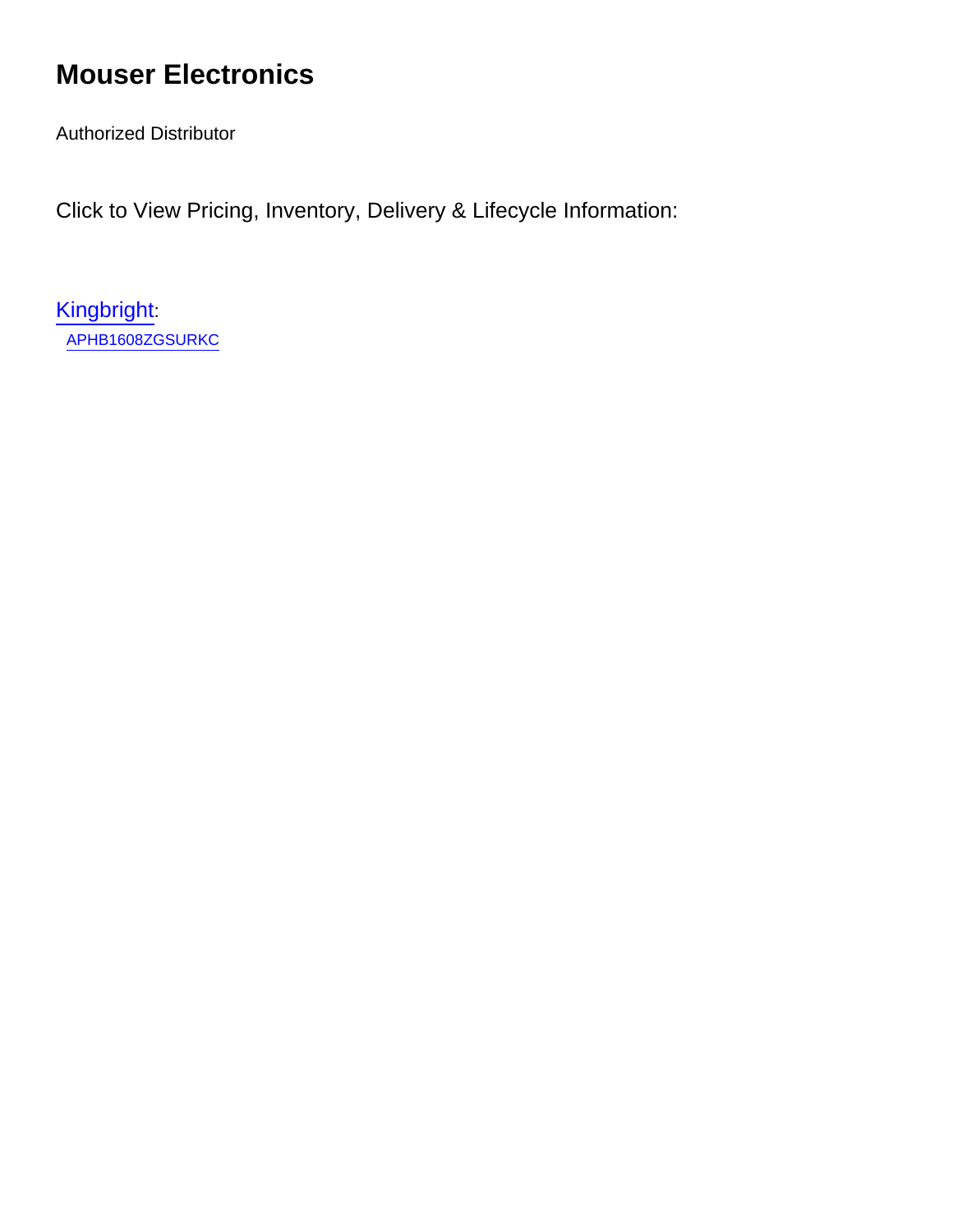# Mouser Electronics

Authorized Distributor

Click to View Pricing, Inventory, Delivery & Lifecycle Information:

Kingbright:

APHB1608ZGSURKC